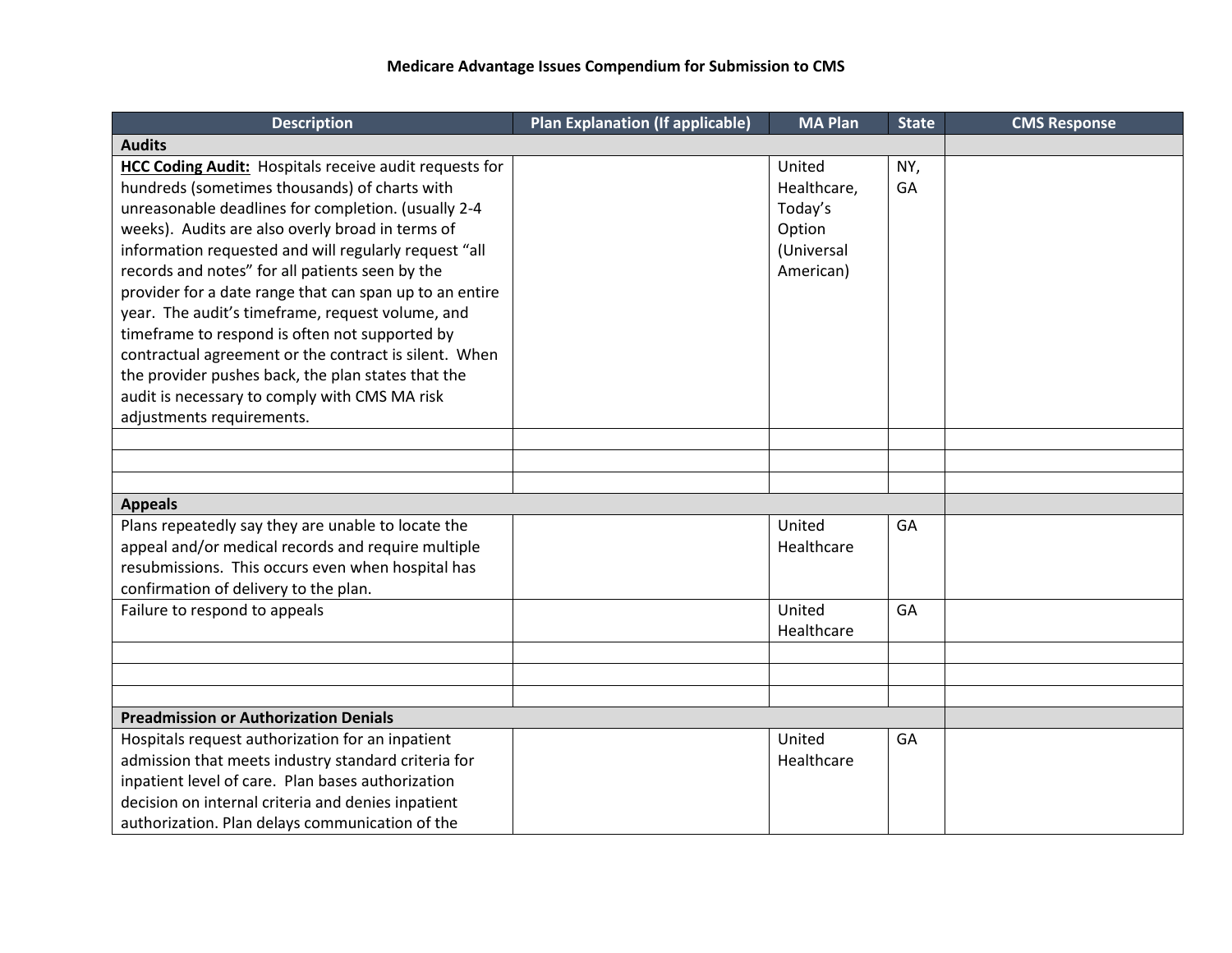# Medicare Advantage Issues Compendium for Submission to CMS

| Description | Plan Explanation (If applicable) | MA Plan | State | CMS Response |
|---|---|---|---|---|
| **Audits** | | | | |
| **HCC Coding Audit:** Hospitals receive audit requests for hundreds (sometimes thousands) of charts with unreasonable deadlines for completion. (usually 2-4 weeks). Audits are also overly broad in terms of information requested and will regularly request "all records and notes" for all patients seen by the provider for a date range that can span up to an entire year. The audit's timeframe, request volume, and timeframe to respond is often not supported by contractual agreement or the contract is silent. When the provider pushes back, the plan states that the audit is necessary to comply with CMS MA risk adjustments requirements. | | United Healthcare, Today's Option (Universal American) | NY, GA | |
| | | | | |
| | | | | |
| | | | | |
| **Appeals** | | | | |
| Plans repeatedly say they are unable to locate the appeal and/or medical records and require multiple resubmissions. This occurs even when hospital has confirmation of delivery to the plan. | | United Healthcare | GA | |
| Failure to respond to appeals | | United Healthcare | GA | |
| | | | | |
| | | | | |
| | | | | |
| **Preadmission or Authorization Denials** | | | | |
| Hospitals request authorization for an inpatient admission that meets industry standard criteria for inpatient level of care. Plan bases authorization decision on internal criteria and denies inpatient authorization. Plan delays communication of the | | United Healthcare | GA | |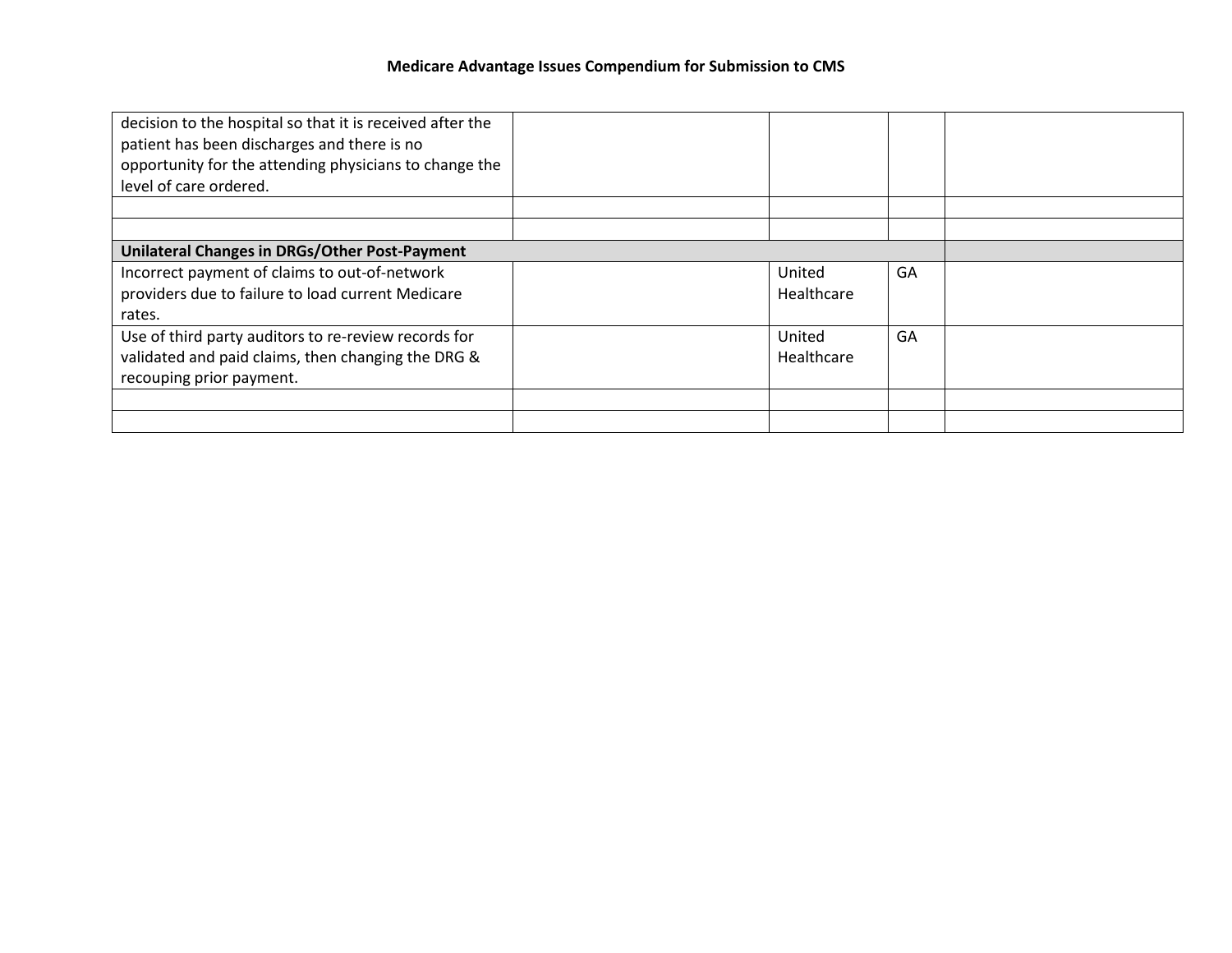| | | | | |
|---|---|---|---|---|
| decision to the hospital so that it is received after the patient has been discharges and there is no opportunity for the attending physicians to change the level of care ordered. | | | | |
| | | | | |
| | | | | |
| **Unilateral Changes in DRGs/Other Post-Payment** | | | | |
| Incorrect payment of claims to out-of-network providers due to failure to load current Medicare rates. | | United Healthcare | GA | |
| Use of third party auditors to re-review records for validated and paid claims, then changing the DRG & recouping prior payment. | | United Healthcare | GA | |
| | | | | |
| | | | | |